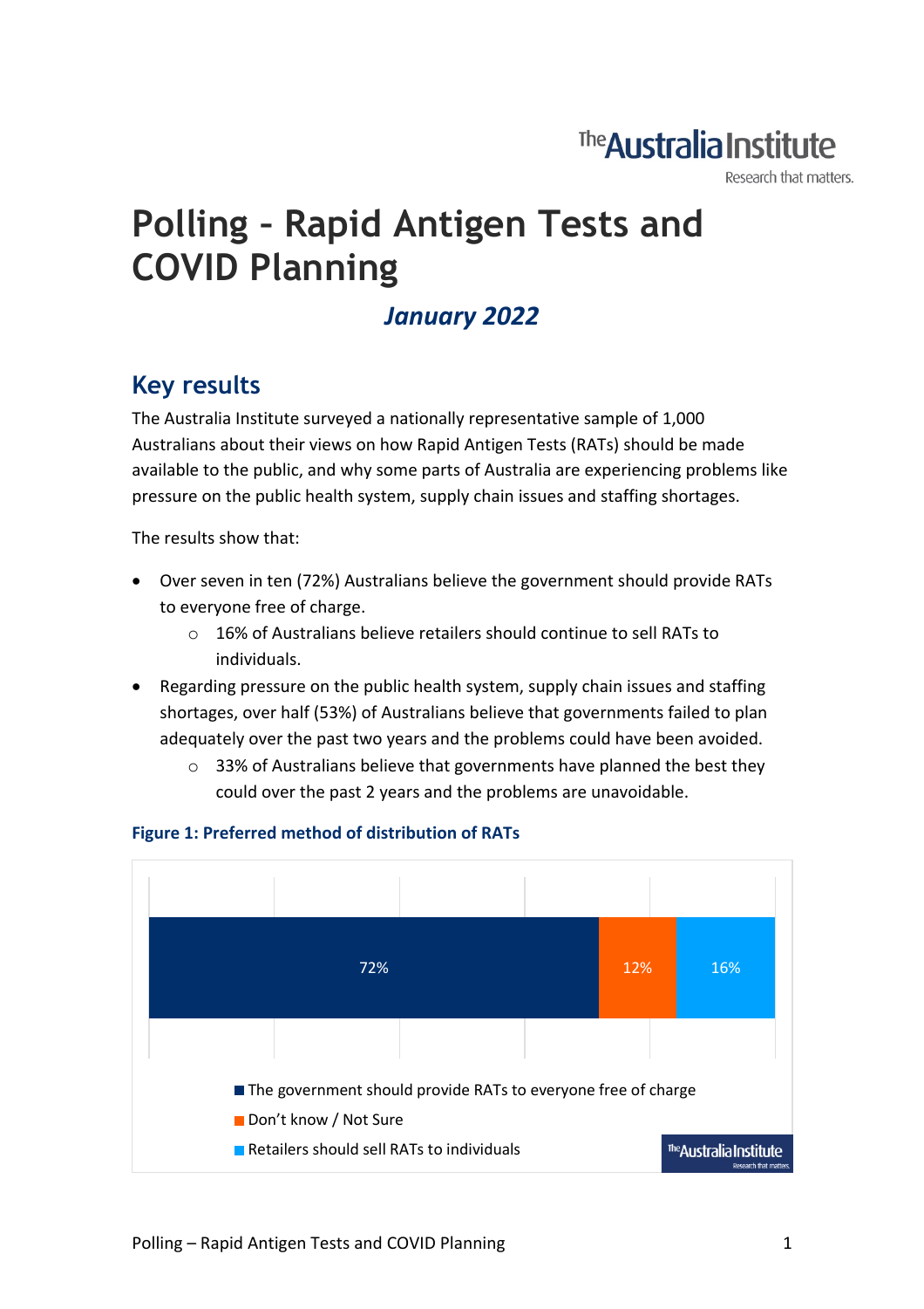# Polling – Rapid Antigen Tests and COVID Planning

***January 2022***

## Key results

The Australia Institute surveyed a nationally representative sample of 1,000 Australians about their views on how Rapid Antigen Tests (RATs) should be made available to the public, and why some parts of Australia are experiencing problems like pressure on the public health system, supply chain issues and staffing shortages.

The results show that:

- Over seven in ten (72%) Australians believe the government should provide RATs to everyone free of charge.
  - 16% of Australians believe retailers should continue to sell RATs to individuals.
- Regarding pressure on the public health system, supply chain issues and staffing shortages, over half (53%) of Australians believe that governments failed to plan adequately over the past two years and the problems could have been avoided.
  - 33% of Australians believe that governments have planned the best they could over the past 2 years and the problems are unavoidable.

**Figure 1: Preferred method of distribution of RATs**

| Response | % |
|---|---|
| The government should provide RATs to everyone free of charge | 72% |
| Don't know / Not Sure | 12% |
| Retailers should sell RATs to individuals | 16% |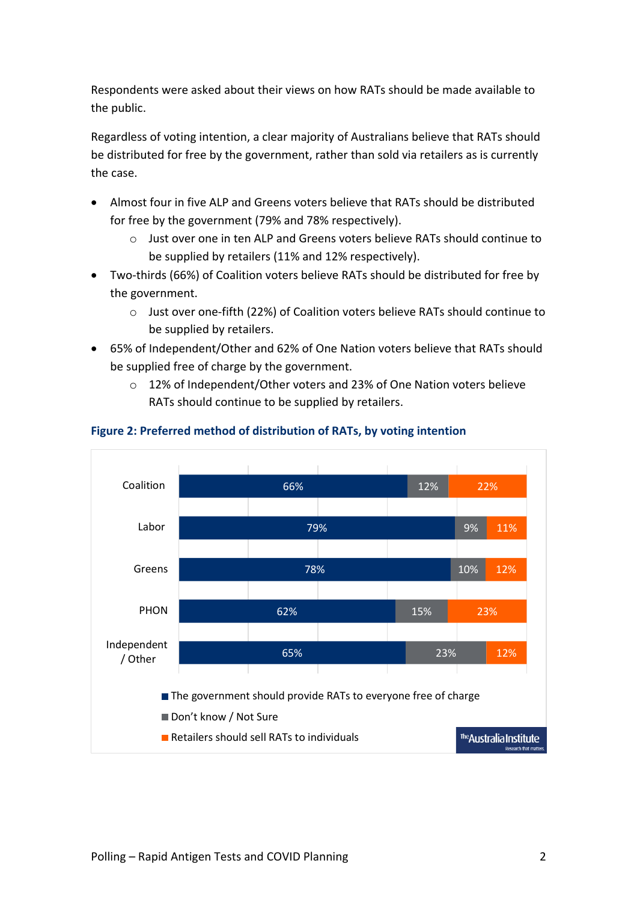Respondents were asked about their views on how RATs should be made available to the public.

Regardless of voting intention, a clear majority of Australians believe that RATs should be distributed for free by the government, rather than sold via retailers as is currently the case.

- Almost four in five ALP and Greens voters believe that RATs should be distributed for free by the government (79% and 78% respectively).
  - Just over one in ten ALP and Greens voters believe RATs should continue to be supplied by retailers (11% and 12% respectively).
- Two-thirds (66%) of Coalition voters believe RATs should be distributed for free by the government.
  - Just over one-fifth (22%) of Coalition voters believe RATs should continue to be supplied by retailers.
- 65% of Independent/Other and 62% of One Nation voters believe that RATs should be supplied free of charge by the government.
  - 12% of Independent/Other voters and 23% of One Nation voters believe RATs should continue to be supplied by retailers.

**Figure 2: Preferred method of distribution of RATs, by voting intention**

| | The government should provide RATs to everyone free of charge | Don't know / Not Sure | Retailers should sell RATs to individuals |
|---|---|---|---|
| Coalition | 66% | 12% | 22% |
| Labor | 79% | 9% | 11% |
| Greens | 78% | 10% | 12% |
| PHON | 62% | 15% | 23% |
| Independent / Other | 65% | 23% | 12% |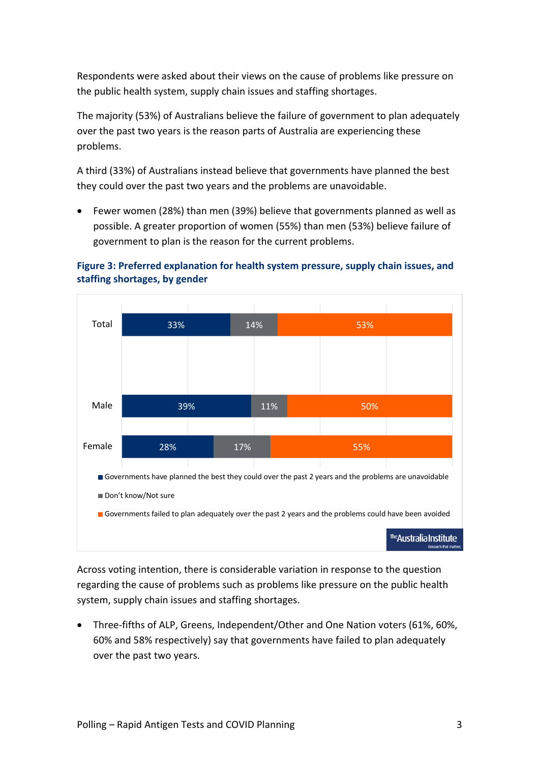Respondents were asked about their views on the cause of problems like pressure on the public health system, supply chain issues and staffing shortages.

The majority (53%) of Australians believe the failure of government to plan adequately over the past two years is the reason parts of Australia are experiencing these problems.

A third (33%) of Australians instead believe that governments have planned the best they could over the past two years and the problems are unavoidable.

- Fewer women (28%) than men (39%) believe that governments planned as well as possible. A greater proportion of women (55%) than men (53%) believe failure of government to plan is the reason for the current problems.

**Figure 3: Preferred explanation for health system pressure, supply chain issues, and staffing shortages, by gender**

| | Governments have planned the best they could over the past 2 years and the problems are unavoidable | Don't know/Not sure | Governments failed to plan adequately over the past 2 years and the problems could have been avoided |
|---|---|---|---|
| Total | 33% | 14% | 53% |
| Male | 39% | 11% | 50% |
| Female | 28% | 17% | 55% |

Across voting intention, there is considerable variation in response to the question regarding the cause of problems such as problems like pressure on the public health system, supply chain issues and staffing shortages.

- Three-fifths of ALP, Greens, Independent/Other and One Nation voters (61%, 60%, 60% and 58% respectively) say that governments have failed to plan adequately over the past two years.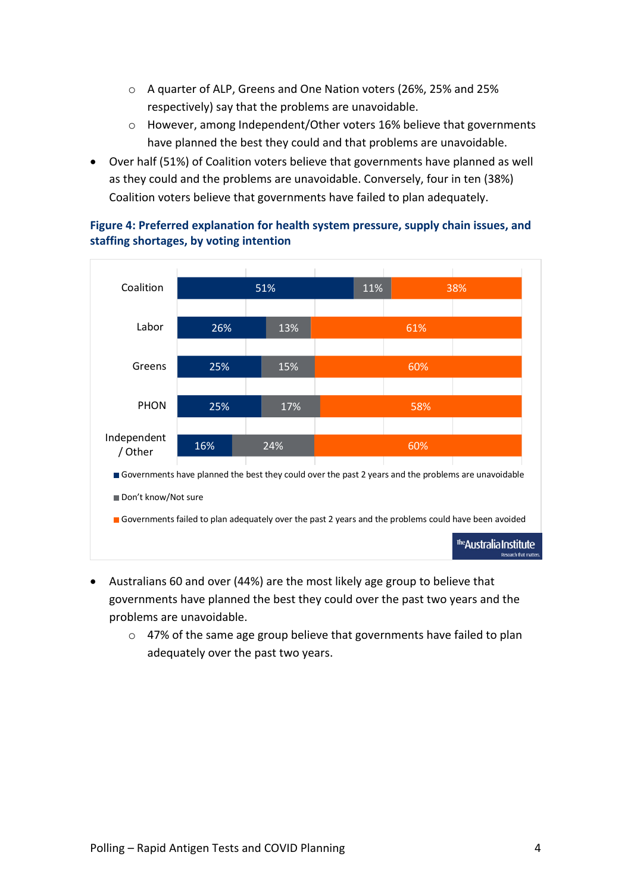- A quarter of ALP, Greens and One Nation voters (26%, 25% and 25% respectively) say that the problems are unavoidable.
    - However, among Independent/Other voters 16% believe that governments have planned the best they could and that problems are unavoidable.
- Over half (51%) of Coalition voters believe that governments have planned as well as they could and the problems are unavoidable. Conversely, four in ten (38%) Coalition voters believe that governments have failed to plan adequately.

**Figure 4: Preferred explanation for health system pressure, supply chain issues, and staffing shortages, by voting intention**

| | Governments have planned the best they could over the past 2 years and the problems are unavoidable | Don't know/Not sure | Governments failed to plan adequately over the past 2 years and the problems could have been avoided |
|---|---|---|---|
| Coalition | 51% | 11% | 38% |
| Labor | 26% | 13% | 61% |
| Greens | 25% | 15% | 60% |
| PHON | 25% | 17% | 58% |
| Independent / Other | 16% | 24% | 60% |

- Australians 60 and over (44%) are the most likely age group to believe that governments have planned the best they could over the past two years and the problems are unavoidable.
    - 47% of the same age group believe that governments have failed to plan adequately over the past two years.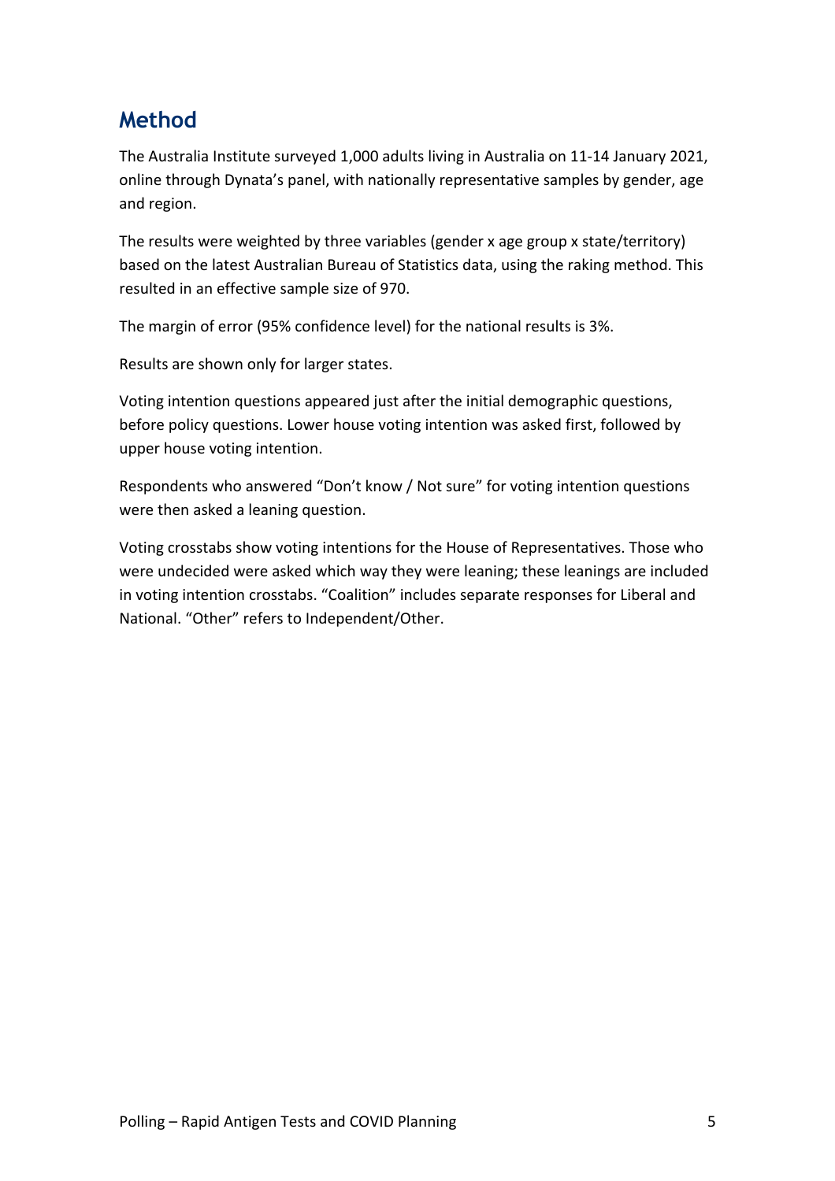## Method

The Australia Institute surveyed 1,000 adults living in Australia on 11-14 January 2021, online through Dynata's panel, with nationally representative samples by gender, age and region.

The results were weighted by three variables (gender x age group x state/territory) based on the latest Australian Bureau of Statistics data, using the raking method. This resulted in an effective sample size of 970.

The margin of error (95% confidence level) for the national results is 3%.

Results are shown only for larger states.

Voting intention questions appeared just after the initial demographic questions, before policy questions. Lower house voting intention was asked first, followed by upper house voting intention.

Respondents who answered "Don't know / Not sure" for voting intention questions were then asked a leaning question.

Voting crosstabs show voting intentions for the House of Representatives. Those who were undecided were asked which way they were leaning; these leanings are included in voting intention crosstabs. "Coalition" includes separate responses for Liberal and National. "Other" refers to Independent/Other.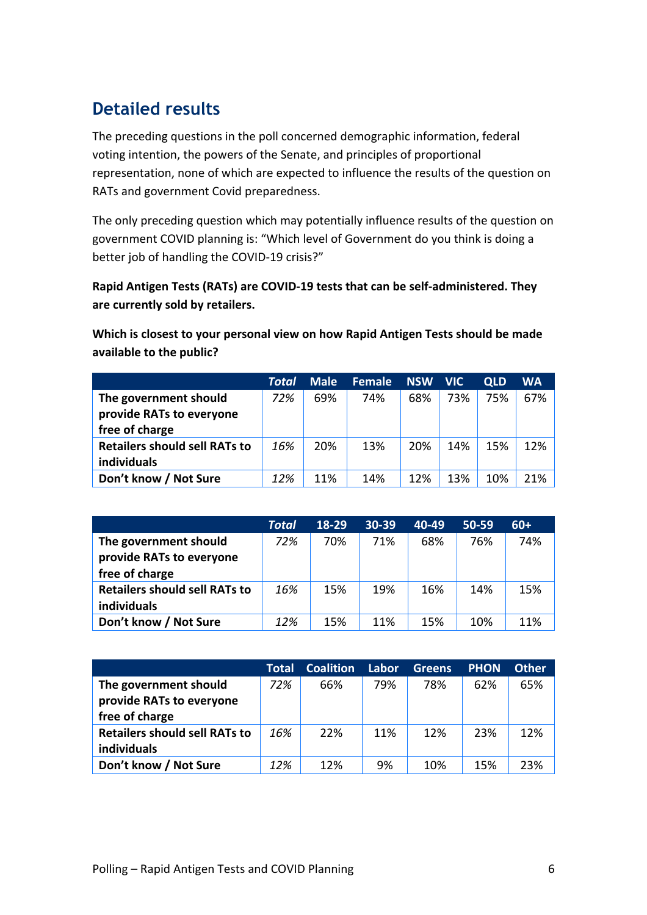## Detailed results

The preceding questions in the poll concerned demographic information, federal voting intention, the powers of the Senate, and principles of proportional representation, none of which are expected to influence the results of the question on RATs and government Covid preparedness.

The only preceding question which may potentially influence results of the question on government COVID planning is: "Which level of Government do you think is doing a better job of handling the COVID-19 crisis?"

**Rapid Antigen Tests (RATs) are COVID-19 tests that can be self-administered. They are currently sold by retailers.**

**Which is closest to your personal view on how Rapid Antigen Tests should be made available to the public?**

| | *Total* | Male | Female | NSW | VIC | QLD | WA |
|---|---|---|---|---|---|---|---|
| **The government should provide RATs to everyone free of charge** | *72%* | 69% | 74% | 68% | 73% | 75% | 67% |
| **Retailers should sell RATs to individuals** | *16%* | 20% | 13% | 20% | 14% | 15% | 12% |
| **Don't know / Not Sure** | *12%* | 11% | 14% | 12% | 13% | 10% | 21% |

| | *Total* | 18-29 | 30-39 | 40-49 | 50-59 | 60+ |
|---|---|---|---|---|---|---|
| **The government should provide RATs to everyone free of charge** | *72%* | 70% | 71% | 68% | 76% | 74% |
| **Retailers should sell RATs to individuals** | *16%* | 15% | 19% | 16% | 14% | 15% |
| **Don't know / Not Sure** | *12%* | 15% | 11% | 15% | 10% | 11% |

| | Total | Coalition | Labor | Greens | PHON | Other |
|---|---|---|---|---|---|---|
| **The government should provide RATs to everyone free of charge** | *72%* | 66% | 79% | 78% | 62% | 65% |
| **Retailers should sell RATs to individuals** | *16%* | 22% | 11% | 12% | 23% | 12% |
| **Don't know / Not Sure** | *12%* | 12% | 9% | 10% | 15% | 23% |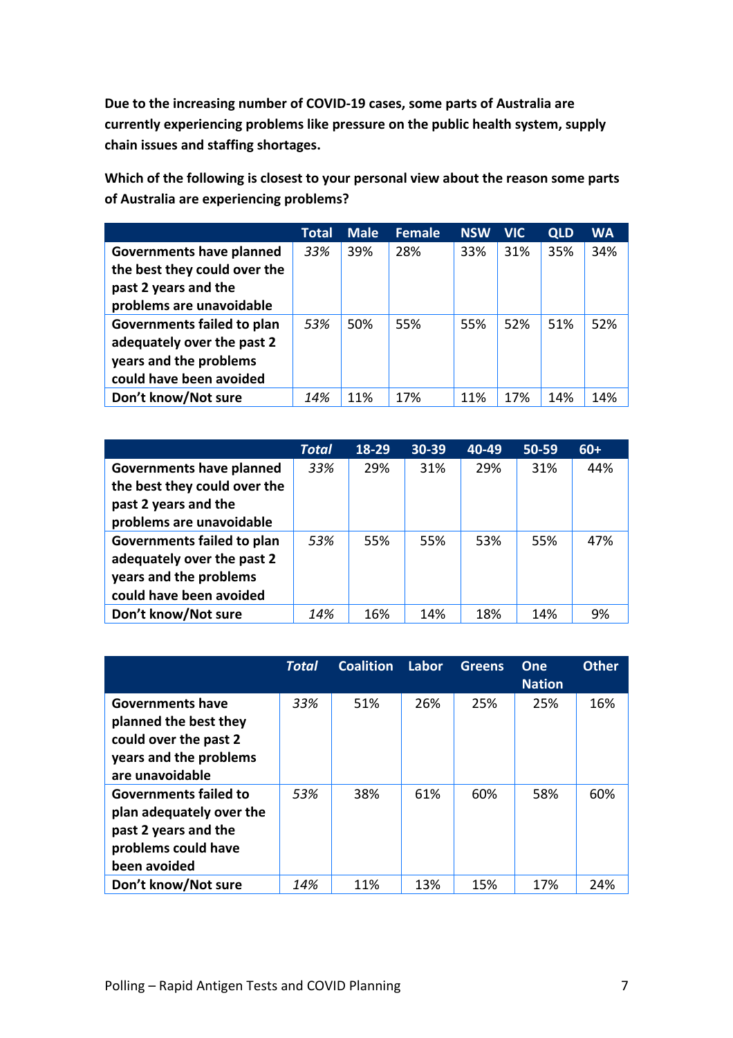**Due to the increasing number of COVID-19 cases, some parts of Australia are currently experiencing problems like pressure on the public health system, supply chain issues and staffing shortages.**

**Which of the following is closest to your personal view about the reason some parts of Australia are experiencing problems?**

| | Total | Male | Female | NSW | VIC | QLD | WA |
|---|---|---|---|---|---|---|---|
| **Governments have planned the best they could over the past 2 years and the problems are unavoidable** | *33%* | 39% | 28% | 33% | 31% | 35% | 34% |
| **Governments failed to plan adequately over the past 2 years and the problems could have been avoided** | *53%* | 50% | 55% | 55% | 52% | 51% | 52% |
| **Don't know/Not sure** | *14%* | 11% | 17% | 11% | 17% | 14% | 14% |

| | *Total* | 18-29 | 30-39 | 40-49 | 50-59 | 60+ |
|---|---|---|---|---|---|---|
| **Governments have planned the best they could over the past 2 years and the problems are unavoidable** | *33%* | 29% | 31% | 29% | 31% | 44% |
| **Governments failed to plan adequately over the past 2 years and the problems could have been avoided** | *53%* | 55% | 55% | 53% | 55% | 47% |
| **Don't know/Not sure** | *14%* | 16% | 14% | 18% | 14% | 9% |

| | *Total* | Coalition | Labor | Greens | One Nation | Other |
|---|---|---|---|---|---|---|
| **Governments have planned the best they could over the past 2 years and the problems are unavoidable** | *33%* | 51% | 26% | 25% | 25% | 16% |
| **Governments failed to plan adequately over the past 2 years and the problems could have been avoided** | *53%* | 38% | 61% | 60% | 58% | 60% |
| **Don't know/Not sure** | *14%* | 11% | 13% | 15% | 17% | 24% |